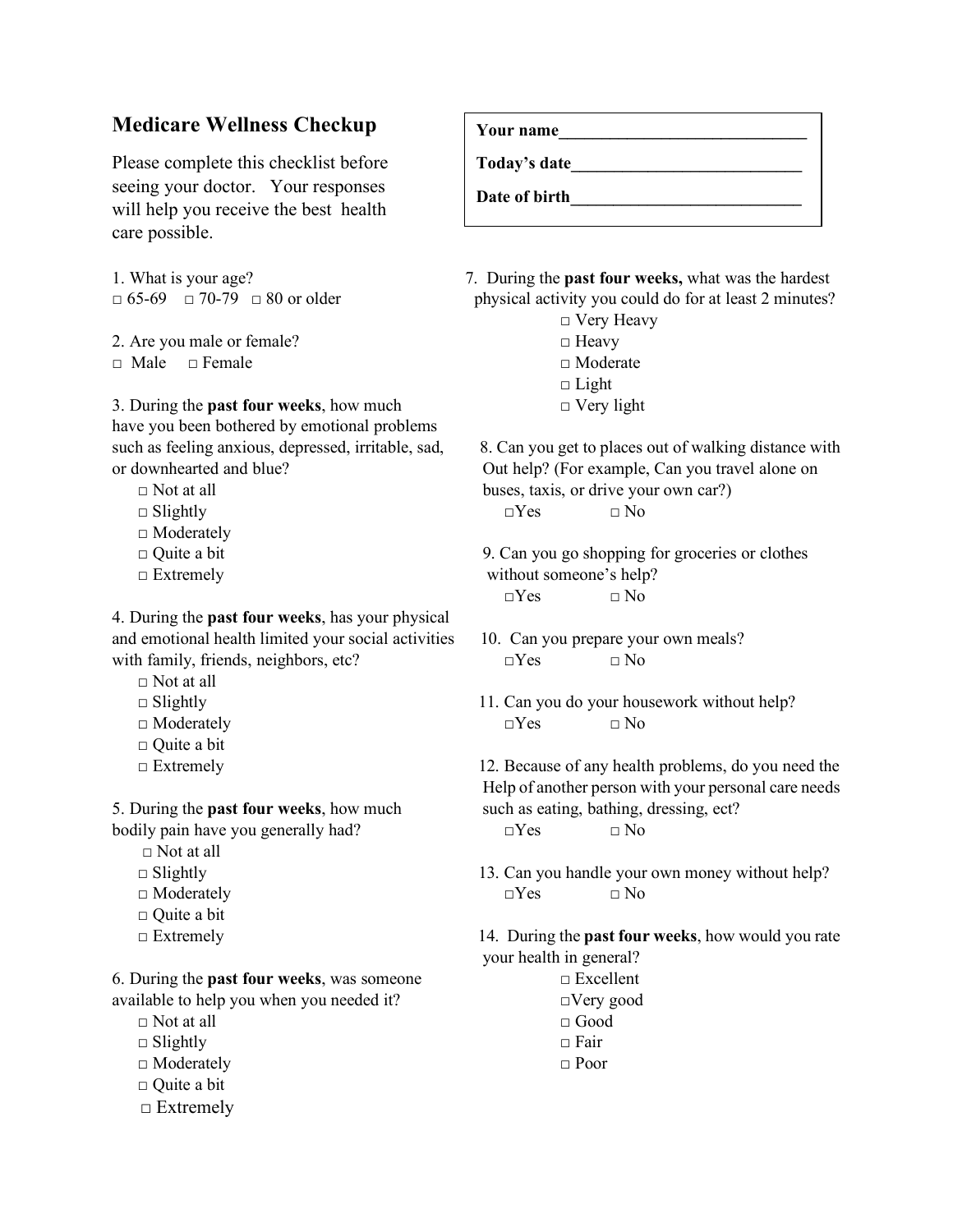# Medicare Wellness Checkup

Please complete this checklist before seeing your doctor. Your responses will help you receive the best health care possible.

**Your name**______________________________

**Today's date**___________________________

**Date of birth**___________________________

1. What is your age?
□ 65-69 □ 70-79 □ 80 or older

2. Are you male or female?
□ Male □ Female

3. During the **past four weeks**, how much have you been bothered by emotional problems such as feeling anxious, depressed, irritable, sad, or downhearted and blue?
- □ Not at all
- □ Slightly
- □ Moderately
- □ Quite a bit
- □ Extremely

4. During the **past four weeks**, has your physical and emotional health limited your social activities with family, friends, neighbors, etc?
- □ Not at all
- □ Slightly
- □ Moderately
- □ Quite a bit
- □ Extremely

5. During the **past four weeks**, how much bodily pain have you generally had?
- □ Not at all
- □ Slightly
- □ Moderately
- □ Quite a bit
- □ Extremely

6. During the **past four weeks**, was someone available to help you when you needed it?
- □ Not at all
- □ Slightly
- □ Moderately
- □ Quite a bit
- □ Extremely

7. During the **past four weeks,** what was the hardest physical activity you could do for at least 2 minutes?
- □ Very Heavy
- □ Heavy
- □ Moderate
- □ Light
- □ Very light

8. Can you get to places out of walking distance with Out help? (For example, Can you travel alone on buses, taxis, or drive your own car?)
□Yes □ No

9. Can you go shopping for groceries or clothes without someone's help?
□Yes □ No

10. Can you prepare your own meals?
□Yes □ No

11. Can you do your housework without help?
□Yes □ No

12. Because of any health problems, do you need the Help of another person with your personal care needs such as eating, bathing, dressing, ect?
□Yes □ No

13. Can you handle your own money without help?
□Yes □ No

14. During the **past four weeks**, how would you rate your health in general?
- □ Excellent
- □Very good
- □ Good
- □ Fair
- □ Poor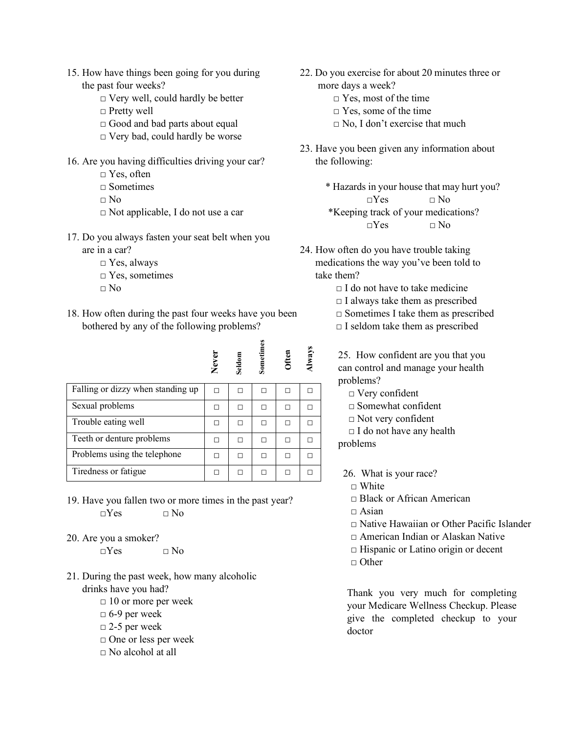15. How have things been going for you during the past four weeks?
    - □ Very well, could hardly be better
    - □ Pretty well
    - □ Good and bad parts about equal
    - □ Very bad, could hardly be worse

16. Are you having difficulties driving your car?
    - □ Yes, often
    - □ Sometimes
    - □ No
    - □ Not applicable, I do not use a car

17. Do you always fasten your seat belt when you are in a car?
    - □ Yes, always
    - □ Yes, sometimes
    - □ No

18. How often during the past four weeks have you been bothered by any of the following problems?

| | Never | Seldom | Sometimes | Often | Always |
|---|---|---|---|---|---|
| Falling or dizzy when standing up | □ | □ | □ | □ | □ |
| Sexual problems | □ | □ | □ | □ | □ |
| Trouble eating well | □ | □ | □ | □ | □ |
| Teeth or denture problems | □ | □ | □ | □ | □ |
| Problems using the telephone | □ | □ | □ | □ | □ |
| Tiredness or fatigue | □ | □ | □ | □ | □ |

19. Have you fallen two or more times in the past year?
    □Yes □ No

20. Are you a smoker?
    □Yes □ No

21. During the past week, how many alcoholic drinks have you had?
    - □ 10 or more per week
    - □ 6-9 per week
    - □ 2-5 per week
    - □ One or less per week
    - □ No alcohol at all

22. Do you exercise for about 20 minutes three or more days a week?
    - □ Yes, most of the time
    - □ Yes, some of the time
    - □ No, I don't exercise that much

23. Have you been given any information about the following:

    * Hazards in your house that may hurt you?
      □Yes □ No
    * Keeping track of your medications?
      □Yes □ No

24. How often do you have trouble taking medications the way you've been told to take them?
    - □ I do not have to take medicine
    - □ I always take them as prescribed
    - □ Sometimes I take them as prescribed
    - □ I seldom take them as prescribed

25. How confident are you that you can control and manage your health problems?
    - □ Very confident
    - □ Somewhat confident
    - □ Not very confident
    - □ I do not have any health problems

26. What is your race?
    - □ White
    - □ Black or African American
    - □ Asian
    - □ Native Hawaiian or Other Pacific Islander
    - □ American Indian or Alaskan Native
    - □ Hispanic or Latino origin or decent
    - □ Other

Thank you very much for completing your Medicare Wellness Checkup. Please give the completed checkup to your doctor